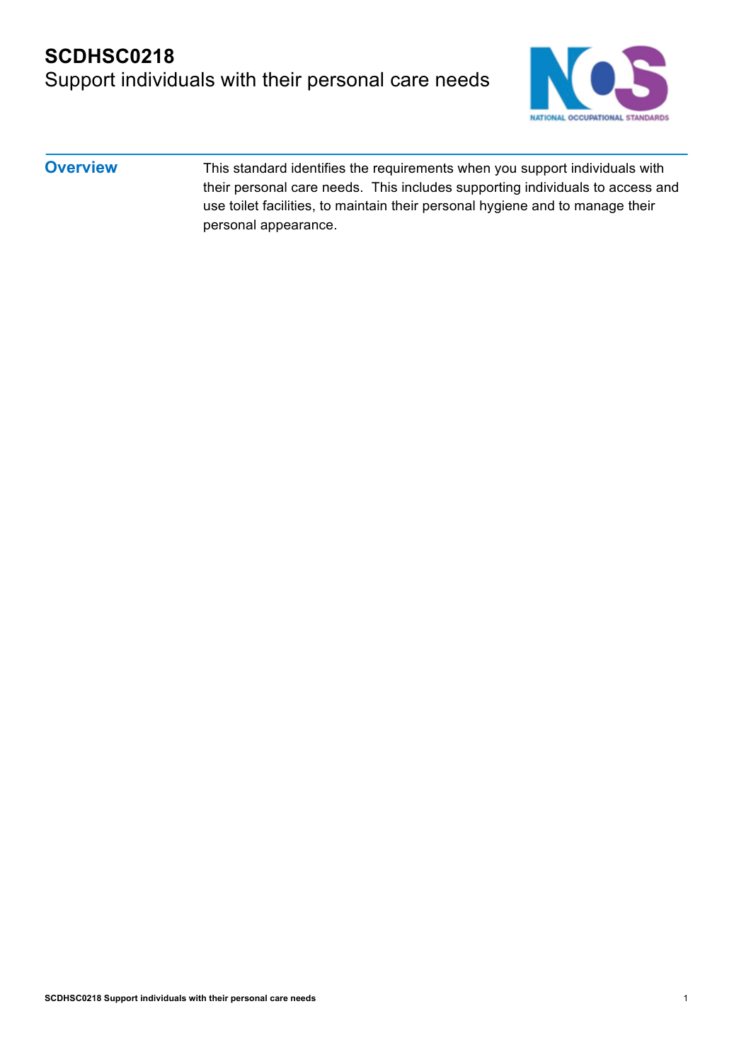# SCDHSC0218

## Support individuals with their personal care needs

### Overview

This standard identifies the requirements when you support individuals with their personal care needs. This includes supporting individuals to access and use toilet facilities, to maintain their personal hygiene and to manage their personal appearance.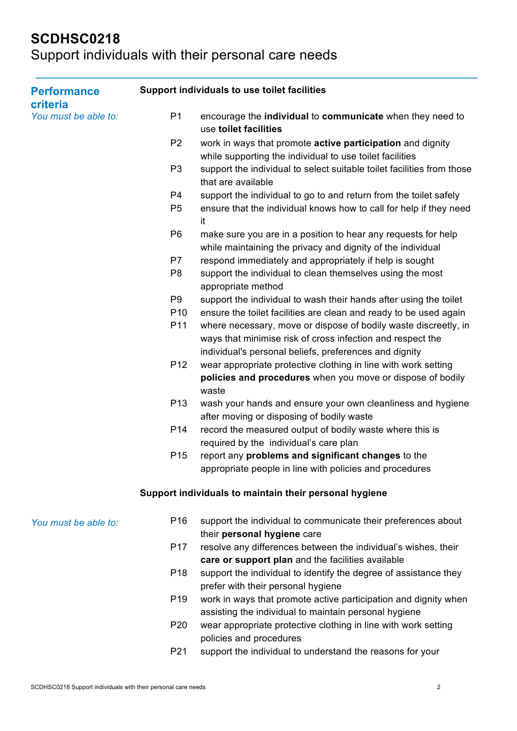# SCDHSC0218
Support individuals with their personal care needs

## Performance criteria

### Support individuals to use toilet facilities

*You must be able to:*

- P1 encourage the **individual** to **communicate** when they need to use **toilet facilities**
- P2 work in ways that promote **active participation** and dignity while supporting the individual to use toilet facilities
- P3 support the individual to select suitable toilet facilities from those that are available
- P4 support the individual to go to and return from the toilet safely
- P5 ensure that the individual knows how to call for help if they need it
- P6 make sure you are in a position to hear any requests for help while maintaining the privacy and dignity of the individual
- P7 respond immediately and appropriately if help is sought
- P8 support the individual to clean themselves using the most appropriate method
- P9 support the individual to wash their hands after using the toilet
- P10 ensure the toilet facilities are clean and ready to be used again
- P11 where necessary, move or dispose of bodily waste discreetly, in ways that minimise risk of cross infection and respect the individual's personal beliefs, preferences and dignity
- P12 wear appropriate protective clothing in line with work setting **policies and procedures** when you move or dispose of bodily waste
- P13 wash your hands and ensure your own cleanliness and hygiene after moving or disposing of bodily waste
- P14 record the measured output of bodily waste where this is required by the individual's care plan
- P15 report any **problems and significant changes** to the appropriate people in line with policies and procedures

### Support individuals to maintain their personal hygiene

*You must be able to:*

- P16 support the individual to communicate their preferences about their **personal hygiene** care
- P17 resolve any differences between the individual's wishes, their **care or support plan** and the facilities available
- P18 support the individual to identify the degree of assistance they prefer with their personal hygiene
- P19 work in ways that promote active participation and dignity when assisting the individual to maintain personal hygiene
- P20 wear appropriate protective clothing in line with work setting policies and procedures
- P21 support the individual to understand the reasons for your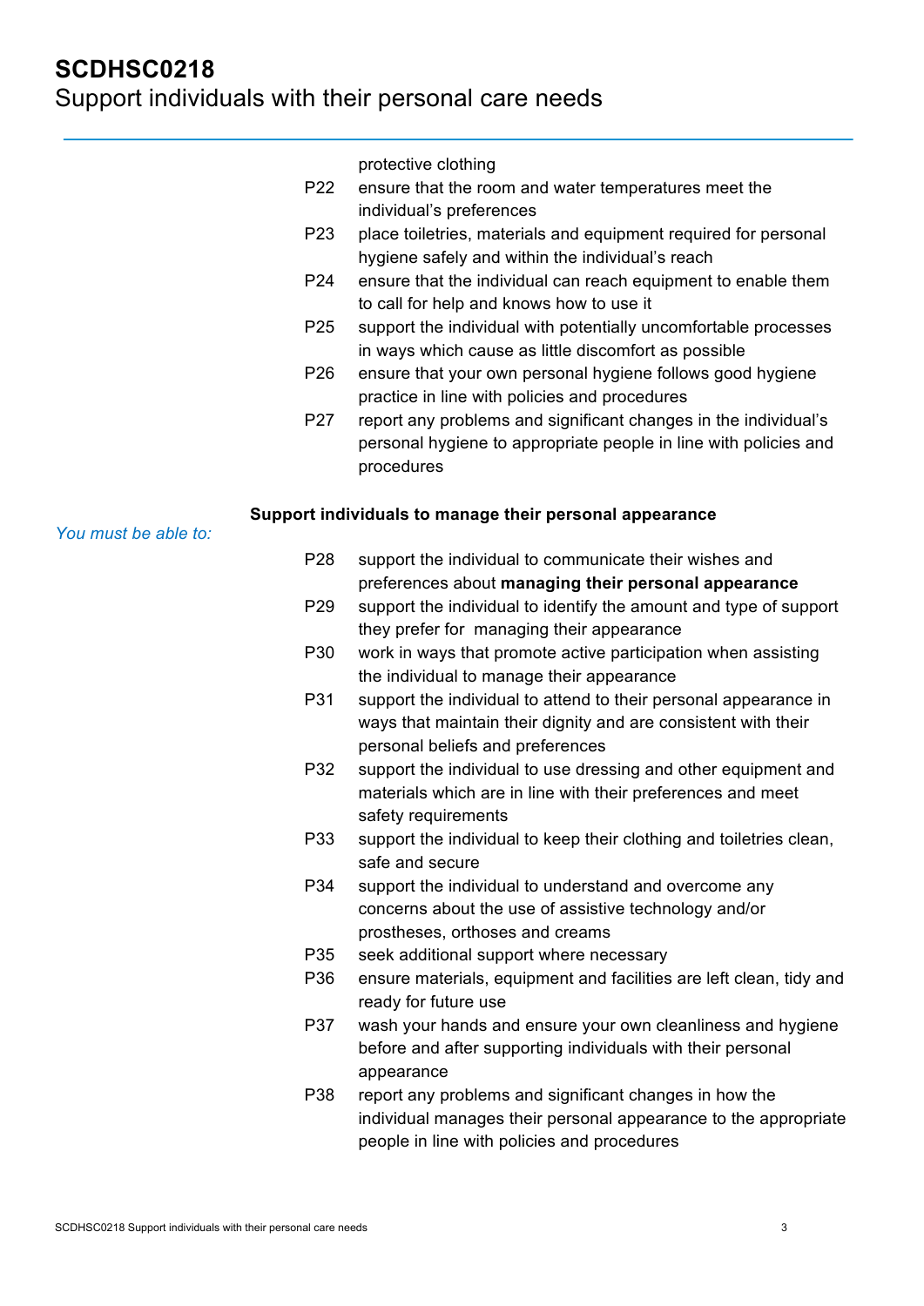protective clothing

- P22 ensure that the room and water temperatures meet the individual's preferences
- P23 place toiletries, materials and equipment required for personal hygiene safely and within the individual's reach
- P24 ensure that the individual can reach equipment to enable them to call for help and knows how to use it
- P25 support the individual with potentially uncomfortable processes in ways which cause as little discomfort as possible
- P26 ensure that your own personal hygiene follows good hygiene practice in line with policies and procedures
- P27 report any problems and significant changes in the individual's personal hygiene to appropriate people in line with policies and procedures

**Support individuals to manage their personal appearance**

*You must be able to:*

- P28 support the individual to communicate their wishes and preferences about **managing their personal appearance**
- P29 support the individual to identify the amount and type of support they prefer for managing their appearance
- P30 work in ways that promote active participation when assisting the individual to manage their appearance
- P31 support the individual to attend to their personal appearance in ways that maintain their dignity and are consistent with their personal beliefs and preferences
- P32 support the individual to use dressing and other equipment and materials which are in line with their preferences and meet safety requirements
- P33 support the individual to keep their clothing and toiletries clean, safe and secure
- P34 support the individual to understand and overcome any concerns about the use of assistive technology and/or prostheses, orthoses and creams
- P35 seek additional support where necessary
- P36 ensure materials, equipment and facilities are left clean, tidy and ready for future use
- P37 wash your hands and ensure your own cleanliness and hygiene before and after supporting individuals with their personal appearance
- P38 report any problems and significant changes in how the individual manages their personal appearance to the appropriate people in line with policies and procedures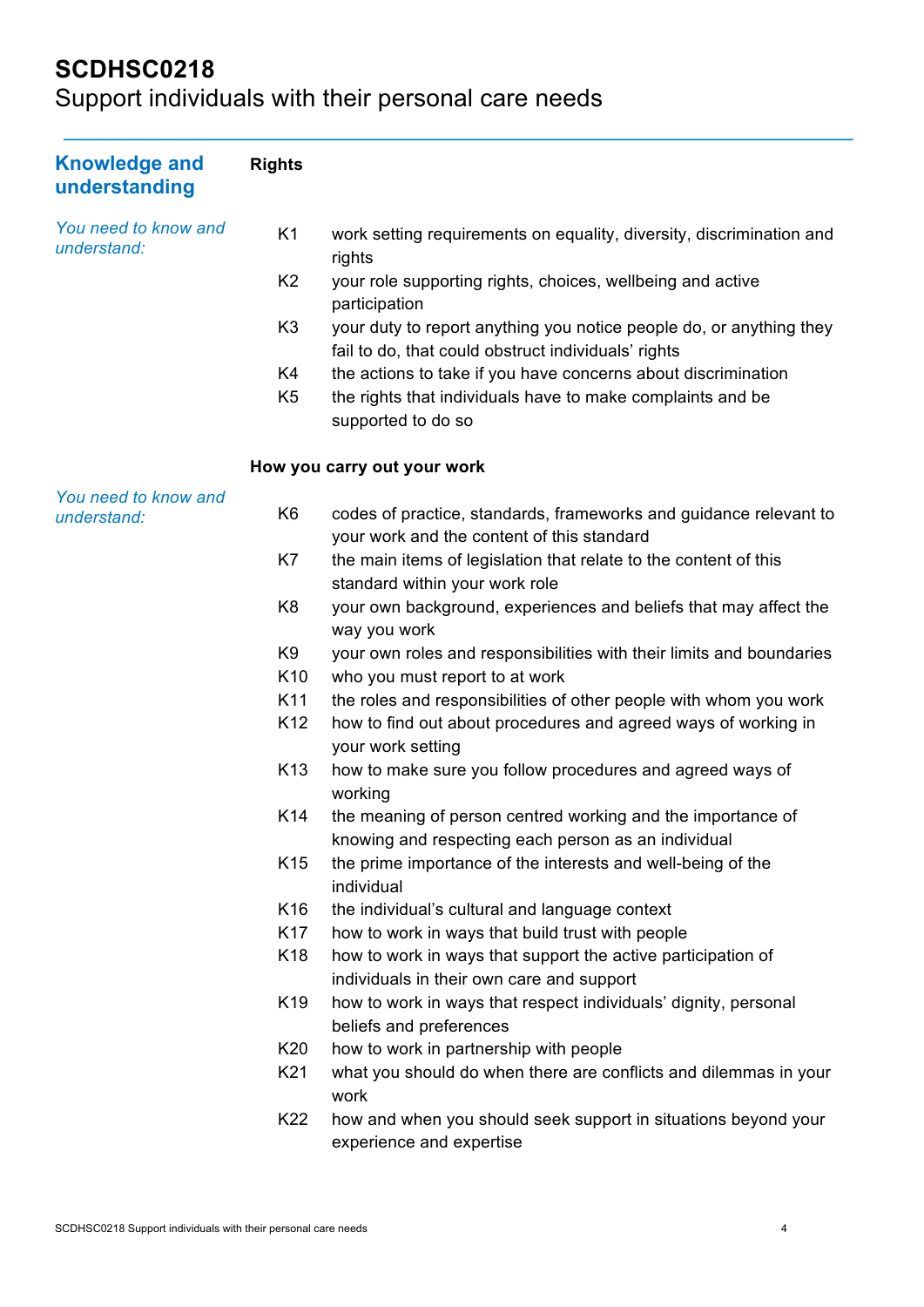# SCDHSC0218
Support individuals with their personal care needs

## Knowledge and understanding

### Rights

*You need to know and understand:*

- K1 work setting requirements on equality, diversity, discrimination and rights
- K2 your role supporting rights, choices, wellbeing and active participation
- K3 your duty to report anything you notice people do, or anything they fail to do, that could obstruct individuals' rights
- K4 the actions to take if you have concerns about discrimination
- K5 the rights that individuals have to make complaints and be supported to do so

### How you carry out your work

*You need to know and understand:*

- K6 codes of practice, standards, frameworks and guidance relevant to your work and the content of this standard
- K7 the main items of legislation that relate to the content of this standard within your work role
- K8 your own background, experiences and beliefs that may affect the way you work
- K9 your own roles and responsibilities with their limits and boundaries
- K10 who you must report to at work
- K11 the roles and responsibilities of other people with whom you work
- K12 how to find out about procedures and agreed ways of working in your work setting
- K13 how to make sure you follow procedures and agreed ways of working
- K14 the meaning of person centred working and the importance of knowing and respecting each person as an individual
- K15 the prime importance of the interests and well-being of the individual
- K16 the individual's cultural and language context
- K17 how to work in ways that build trust with people
- K18 how to work in ways that support the active participation of individuals in their own care and support
- K19 how to work in ways that respect individuals' dignity, personal beliefs and preferences
- K20 how to work in partnership with people
- K21 what you should do when there are conflicts and dilemmas in your work
- K22 how and when you should seek support in situations beyond your experience and expertise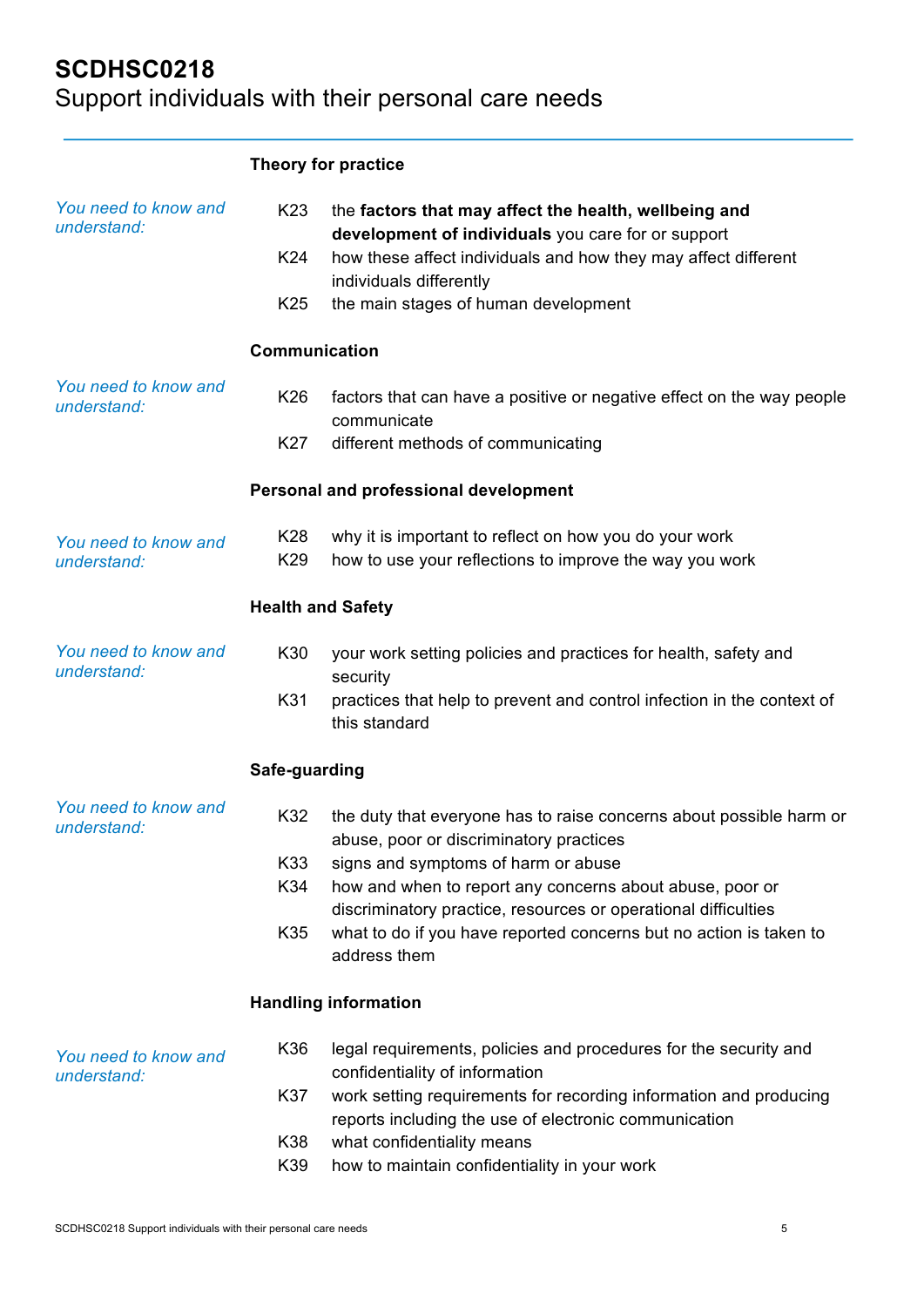# SCDHSC0218
Support individuals with their personal care needs

### Theory for practice

*You need to know and understand:*

| | |
|---|---|
| K23 | the **factors that may affect the health, wellbeing and development of individuals** you care for or support |
| K24 | how these affect individuals and how they may affect different individuals differently |
| K25 | the main stages of human development |

### Communication

*You need to know and understand:*

| | |
|---|---|
| K26 | factors that can have a positive or negative effect on the way people communicate |
| K27 | different methods of communicating |

### Personal and professional development

*You need to know and understand:*

| | |
|---|---|
| K28 | why it is important to reflect on how you do your work |
| K29 | how to use your reflections to improve the way you work |

### Health and Safety

*You need to know and understand:*

| | |
|---|---|
| K30 | your work setting policies and practices for health, safety and security |
| K31 | practices that help to prevent and control infection in the context of this standard |

### Safe-guarding

*You need to know and understand:*

| | |
|---|---|
| K32 | the duty that everyone has to raise concerns about possible harm or abuse, poor or discriminatory practices |
| K33 | signs and symptoms of harm or abuse |
| K34 | how and when to report any concerns about abuse, poor or discriminatory practice, resources or operational difficulties |
| K35 | what to do if you have reported concerns but no action is taken to address them |

### Handling information

*You need to know and understand:*

| | |
|---|---|
| K36 | legal requirements, policies and procedures for the security and confidentiality of information |
| K37 | work setting requirements for recording information and producing reports including the use of electronic communication |
| K38 | what confidentiality means |
| K39 | how to maintain confidentiality in your work |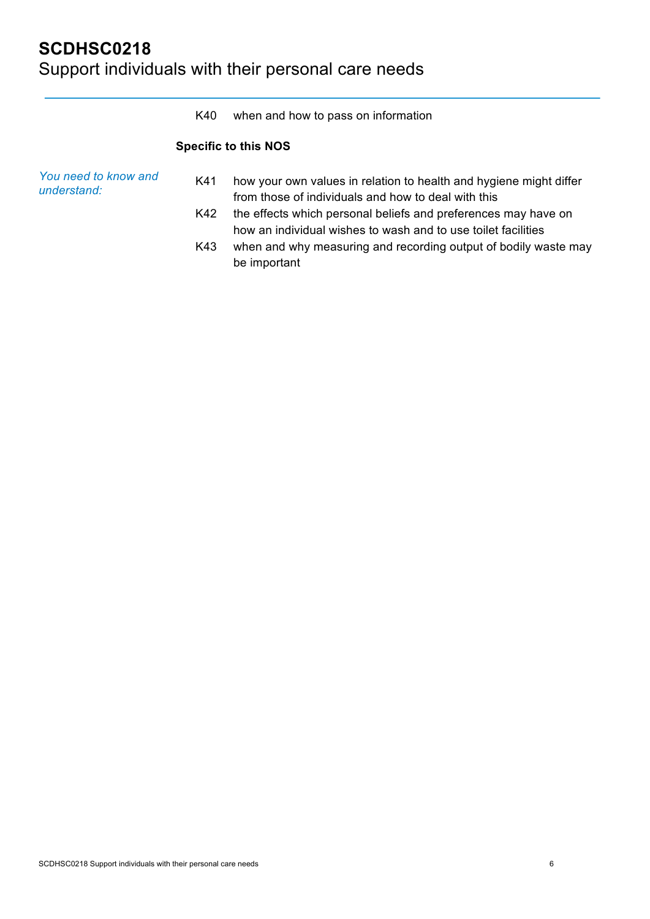K40 when and how to pass on information

**Specific to this NOS**

*You need to know and understand:*

K41 how your own values in relation to health and hygiene might differ from those of individuals and how to deal with this

K42 the effects which personal beliefs and preferences may have on how an individual wishes to wash and to use toilet facilities

K43 when and why measuring and recording output of bodily waste may be important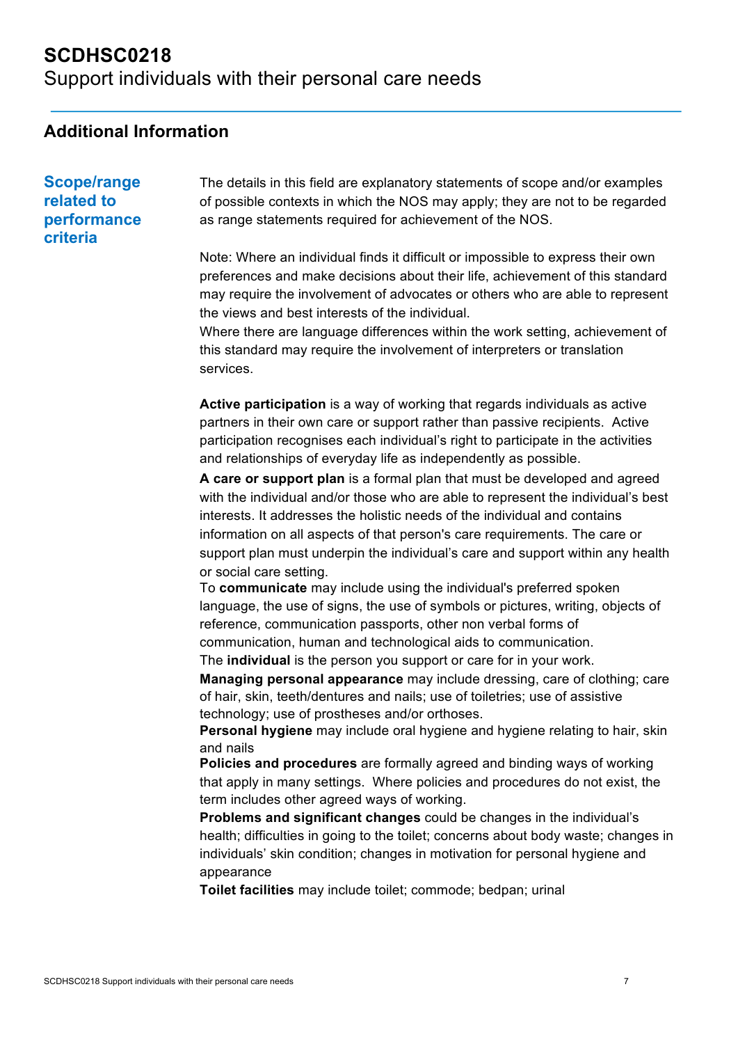# SCDHSC0218
Support individuals with their personal care needs

## Additional Information

### Scope/range related to performance criteria

The details in this field are explanatory statements of scope and/or examples of possible contexts in which the NOS may apply; they are not to be regarded as range statements required for achievement of the NOS.

Note: Where an individual finds it difficult or impossible to express their own preferences and make decisions about their life, achievement of this standard may require the involvement of advocates or others who are able to represent the views and best interests of the individual.
Where there are language differences within the work setting, achievement of this standard may require the involvement of interpreters or translation services.

**Active participation** is a way of working that regards individuals as active partners in their own care or support rather than passive recipients. Active participation recognises each individual's right to participate in the activities and relationships of everyday life as independently as possible.

**A care or support plan** is a formal plan that must be developed and agreed with the individual and/or those who are able to represent the individual's best interests. It addresses the holistic needs of the individual and contains information on all aspects of that person's care requirements. The care or support plan must underpin the individual's care and support within any health or social care setting.

To **communicate** may include using the individual's preferred spoken language, the use of signs, the use of symbols or pictures, writing, objects of reference, communication passports, other non verbal forms of communication, human and technological aids to communication.

The **individual** is the person you support or care for in your work.

**Managing personal appearance** may include dressing, care of clothing; care of hair, skin, teeth/dentures and nails; use of toiletries; use of assistive technology; use of prostheses and/or orthoses.

**Personal hygiene** may include oral hygiene and hygiene relating to hair, skin and nails

**Policies and procedures** are formally agreed and binding ways of working that apply in many settings. Where policies and procedures do not exist, the term includes other agreed ways of working.

**Problems and significant changes** could be changes in the individual's health; difficulties in going to the toilet; concerns about body waste; changes in individuals' skin condition; changes in motivation for personal hygiene and appearance

**Toilet facilities** may include toilet; commode; bedpan; urinal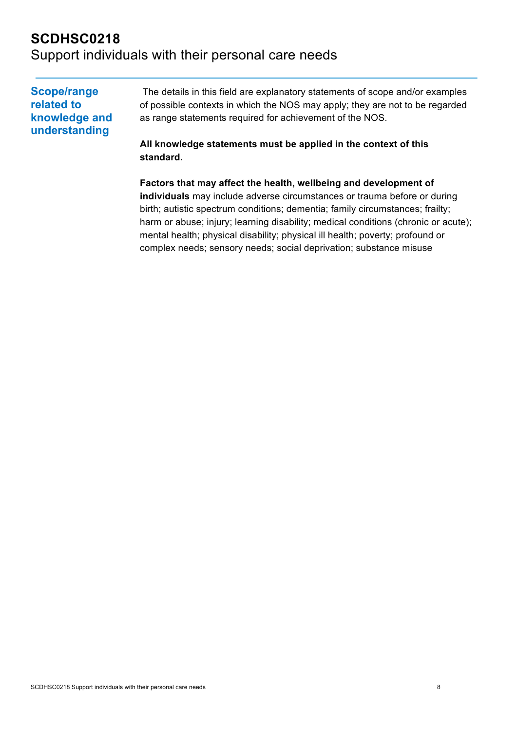# SCDHSC0218
Support individuals with their personal care needs

## Scope/range related to knowledge and understanding

The details in this field are explanatory statements of scope and/or examples of possible contexts in which the NOS may apply; they are not to be regarded as range statements required for achievement of the NOS.

**All knowledge statements must be applied in the context of this standard.**

**Factors that may affect the health, wellbeing and development of individuals** may include adverse circumstances or trauma before or during birth; autistic spectrum conditions; dementia; family circumstances; frailty; harm or abuse; injury; learning disability; medical conditions (chronic or acute); mental health; physical disability; physical ill health; poverty; profound or complex needs; sensory needs; social deprivation; substance misuse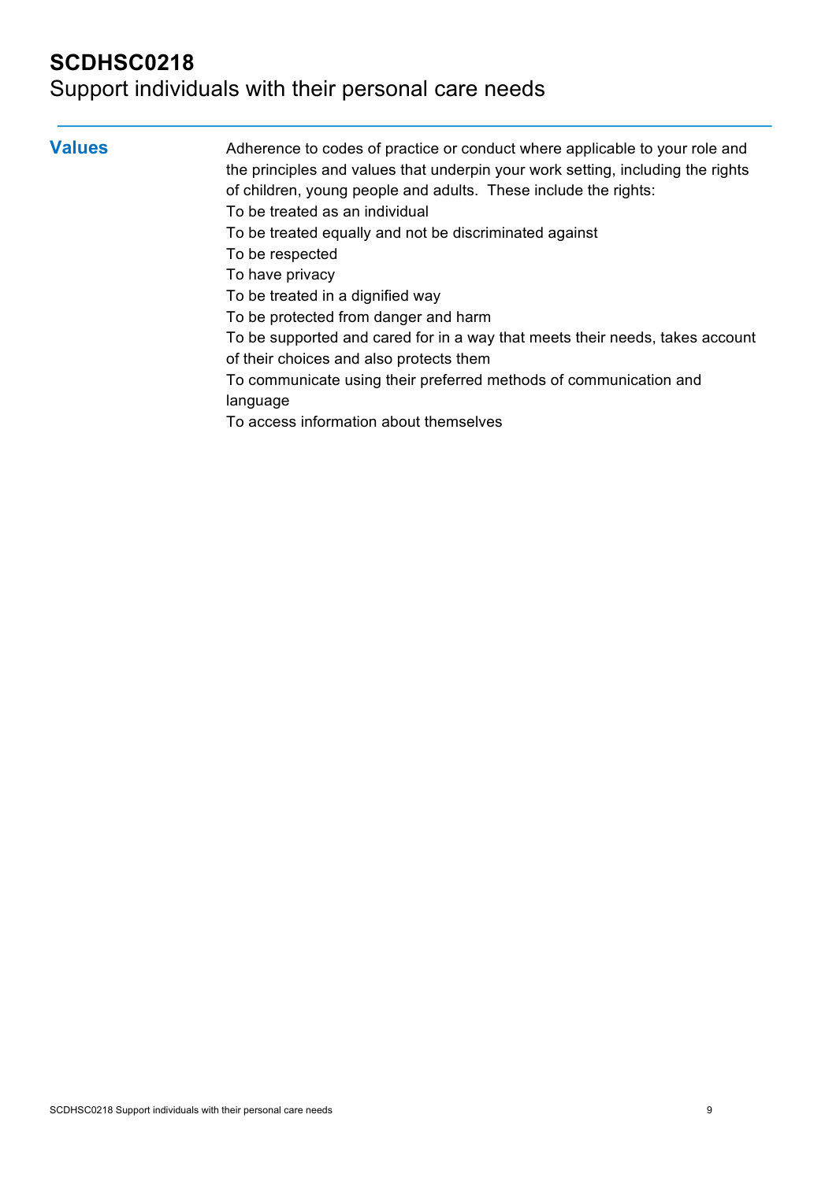# SCDHSC0218
Support individuals with their personal care needs

## Values

Adherence to codes of practice or conduct where applicable to your role and the principles and values that underpin your work setting, including the rights of children, young people and adults. These include the rights:

To be treated as an individual

To be treated equally and not be discriminated against

To be respected

To have privacy

To be treated in a dignified way

To be protected from danger and harm

To be supported and cared for in a way that meets their needs, takes account of their choices and also protects them

To communicate using their preferred methods of communication and language

To access information about themselves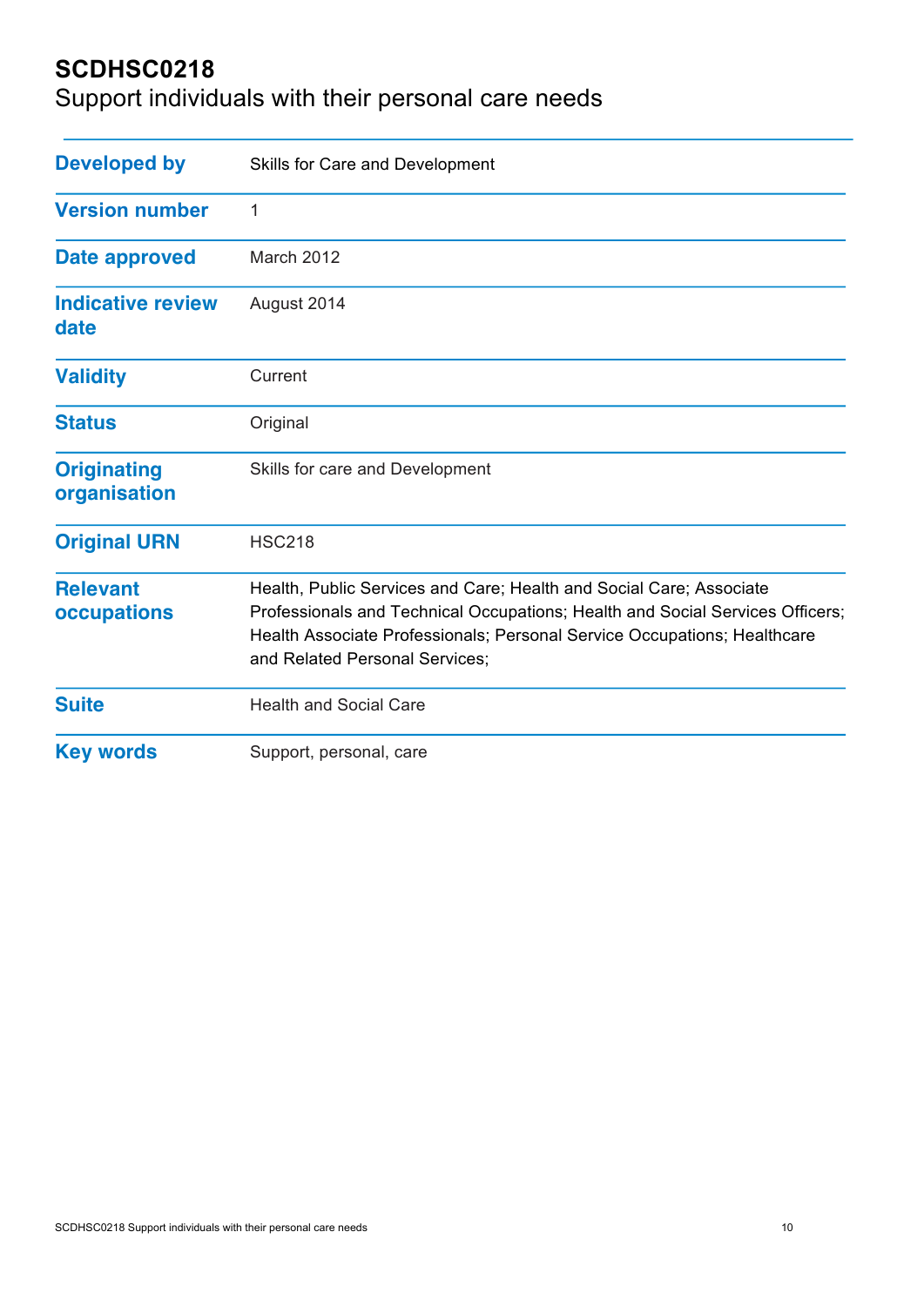# SCDHSC0218

Support individuals with their personal care needs

| | |
|---|---|
| **Developed by** | Skills for Care and Development |
| **Version number** | 1 |
| **Date approved** | March 2012 |
| **Indicative review date** | August 2014 |
| **Validity** | Current |
| **Status** | Original |
| **Originating organisation** | Skills for care and Development |
| **Original URN** | HSC218 |
| **Relevant occupations** | Health, Public Services and Care; Health and Social Care; Associate Professionals and Technical Occupations; Health and Social Services Officers; Health Associate Professionals; Personal Service Occupations; Healthcare and Related Personal Services; |
| **Suite** | Health and Social Care |
| **Key words** | Support, personal, care |